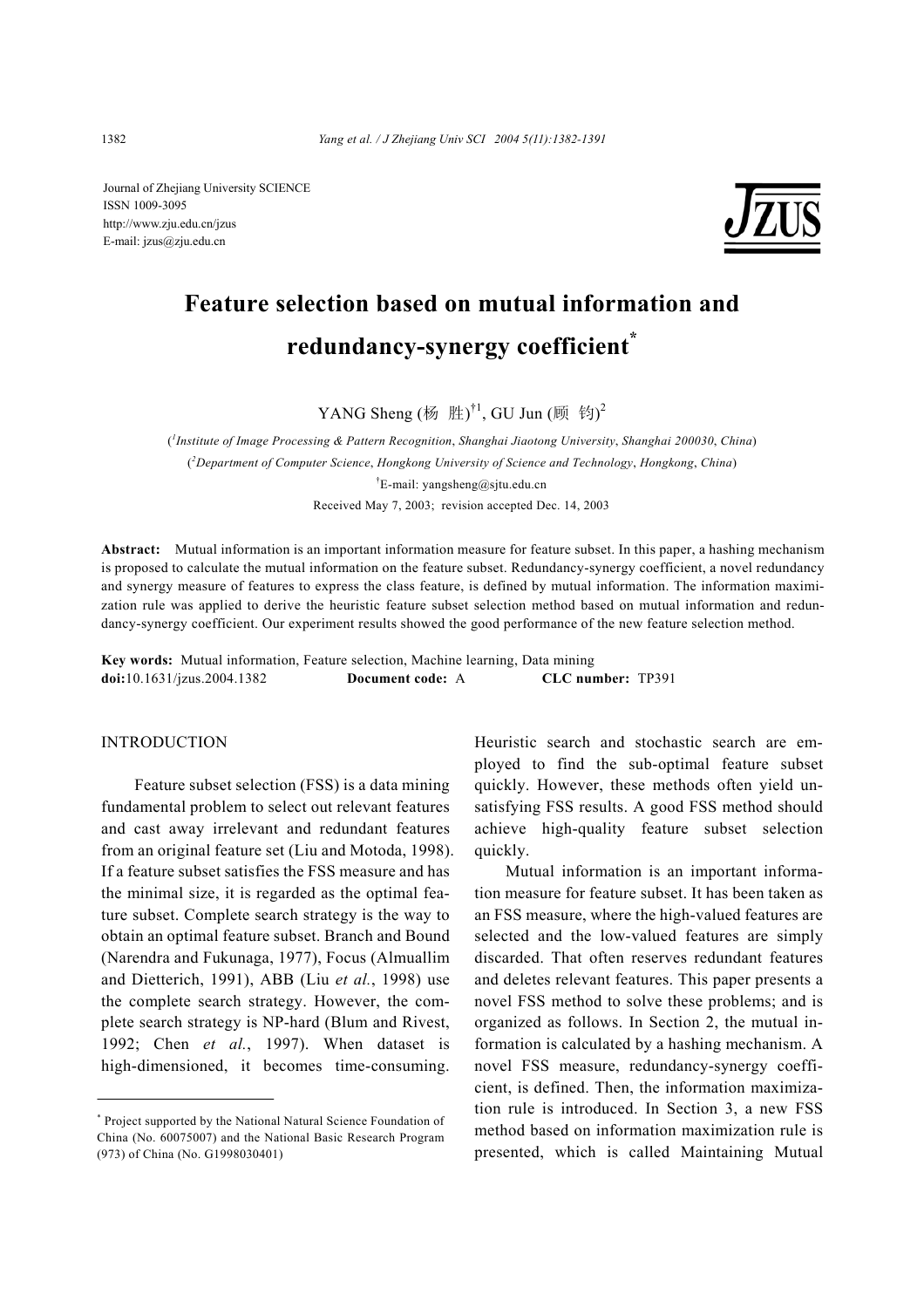Journal of Zhejiang University SCIENCE
ISSN 1009-3095
http://www.zju.edu.cn/jzus
E-mail: jzus@zju.edu.cn

# Feature selection based on mutual information and redundancy-synergy coefficient*

YANG Sheng (杨 胜)[†1], GU Jun (顾 钧)[2]

([1]*Institute of Image Processing & Pattern Recognition*, *Shanghai Jiaotong University*, *Shanghai 200030*, *China*)
([2]*Department of Computer Science*, *Hongkong University of Science and Technology*, *Hongkong*, *China*)
[†]E-mail: yangsheng@sjtu.edu.cn
Received May 7, 2003; revision accepted Dec. 14, 2003

**Abstract:** Mutual information is an important information measure for feature subset. In this paper, a hashing mechanism is proposed to calculate the mutual information on the feature subset. Redundancy-synergy coefficient, a novel redundancy and synergy measure of features to express the class feature, is defined by mutual information. The information maximization rule was applied to derive the heuristic feature subset selection method based on mutual information and redundancy-synergy coefficient. Our experiment results showed the good performance of the new feature selection method.

**Key words:** Mutual information, Feature selection, Machine learning, Data mining
**doi:**10.1631/jzus.2004.1382 **Document code:** A **CLC number:** TP391

## INTRODUCTION

Feature subset selection (FSS) is a data mining fundamental problem to select out relevant features and cast away irrelevant and redundant features from an original feature set (Liu and Motoda, 1998). If a feature subset satisfies the FSS measure and has the minimal size, it is regarded as the optimal feature subset. Complete search strategy is the way to obtain an optimal feature subset. Branch and Bound (Narendra and Fukunaga, 1977), Focus (Almuallim and Dietterich, 1991), ABB (Liu *et al.*, 1998) use the complete search strategy. However, the complete search strategy is NP-hard (Blum and Rivest, 1992; Chen *et al.*, 1997). When dataset is high-dimensioned, it becomes time-consuming. Heuristic search and stochastic search are employed to find the sub-optimal feature subset quickly. However, these methods often yield unsatisfying FSS results. A good FSS method should achieve high-quality feature subset selection quickly.

Mutual information is an important information measure for feature subset. It has been taken as an FSS measure, where the high-valued features are selected and the low-valued features are simply discarded. That often reserves redundant features and deletes relevant features. This paper presents a novel FSS method to solve these problems; and is organized as follows. In Section 2, the mutual information is calculated by a hashing mechanism. A novel FSS measure, redundancy-synergy coefficient, is defined. Then, the information maximization rule is introduced. In Section 3, a new FSS method based on information maximization rule is presented, which is called Maintaining Mutual

---

* Project supported by the National Natural Science Foundation of China (No. 60075007) and the National Basic Research Program (973) of China (No. G1998030401)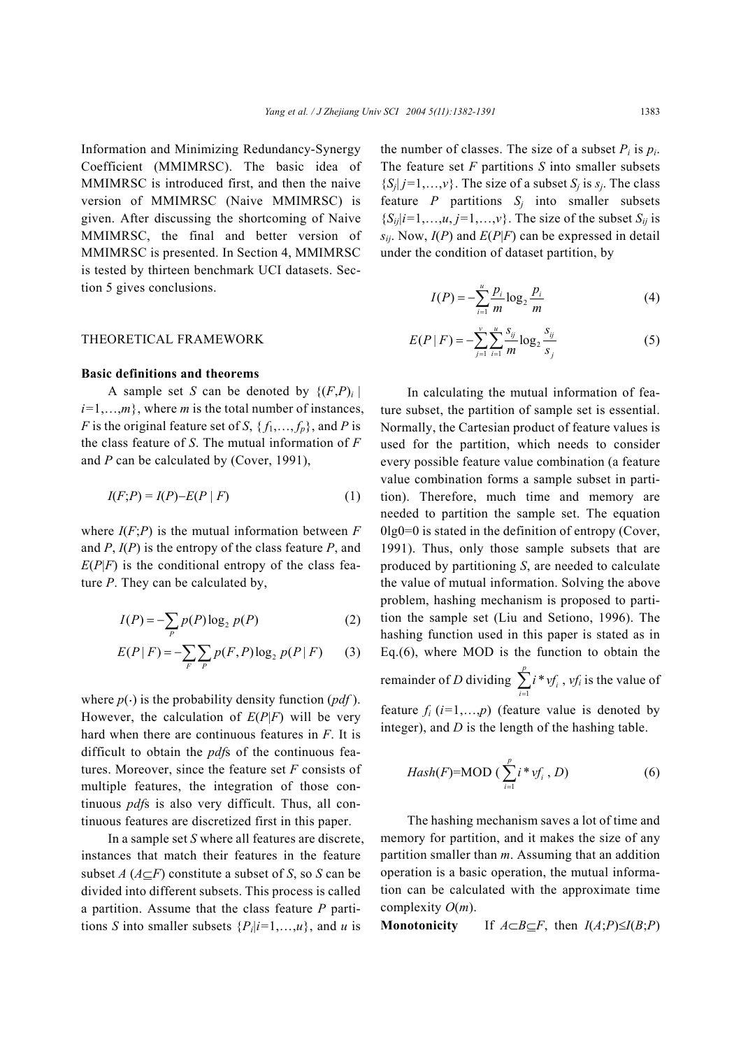Information and Maximizing Mutual Information and Minimizing Redundancy-Synergy Coefficient (MMIMRSC). The basic idea of MMIMRSC is introduced first, and then the naive version of MMIMRSC (Naive MMIMRSC) is given. After discussing the shortcoming of Naive MMIMRSC, the final and better version of MMIMRSC is presented. In Section 4, MMIMRSC is tested by thirteen benchmark UCI datasets. Section 5 gives conclusions.

## THEORETICAL FRAMEWORK

### Basic definitions and theorems

A sample set $S$ can be denoted by $\{(F,P)_i \mid i=1,\ldots,m\}$, where $m$ is the total number of instances, $F$ is the original feature set of $S$, $\{f_1,\ldots,f_p\}$, and $P$ is the class feature of $S$. The mutual information of $F$ and $P$ can be calculated by (Cover, 1991),

$$I(F;P) = I(P) - E(P \mid F) \tag{1}$$

where $I(F;P)$ is the mutual information between $F$ and $P$, $I(P)$ is the entropy of the class feature $P$, and $E(P|F)$ is the conditional entropy of the class feature $P$. They can be calculated by,

$$I(P) = -\sum_{P} p(P)\log_2 p(P) \tag{2}$$

$$E(P \mid F) = -\sum_{F}\sum_{P} p(F,P)\log_2 p(P \mid F) \tag{3}$$

where $p(\cdot)$ is the probability density function (*pdf*). However, the calculation of $E(P|F)$ will be very hard when there are continuous features in $F$. It is difficult to obtain the *pdf*s of the continuous features. Moreover, since the feature set $F$ consists of multiple features, the integration of those continuous *pdf*s is also very difficult. Thus, all continuous features are discretized first in this paper.

In a sample set $S$ where all features are discrete, instances that match their features in the feature subset $A$ ($A \subseteq F$) constitute a subset of $S$, so $S$ can be divided into different subsets. This process is called a partition. Assume that the class feature $P$ partitions $S$ into smaller subsets $\{P_i | i=1,\ldots,u\}$, and $u$ is the number of classes. The size of a subset $P_i$ is $p_i$. The feature set $F$ partitions $S$ into smaller subsets $\{S_j | j=1,\ldots,v\}$. The size of a subset $S_j$ is $s_j$. The class feature $P$ partitions $S_j$ into smaller subsets $\{S_{ij} | i=1,\ldots,u, j=1,\ldots,v\}$. The size of the subset $S_{ij}$ is $s_{ij}$. Now, $I(P)$ and $E(P|F)$ can be expressed in detail under the condition of dataset partition, by

$$I(P) = -\sum_{i=1}^{u} \frac{p_i}{m}\log_2 \frac{p_i}{m} \tag{4}$$

$$E(P \mid F) = -\sum_{j=1}^{v}\sum_{i=1}^{u} \frac{s_{ij}}{m}\log_2 \frac{s_{ij}}{s_j} \tag{5}$$

In calculating the mutual information of feature subset, the partition of sample set is essential. Normally, the Cartesian product of feature values is used for the partition, which needs to consider every possible feature value combination (a feature value combination forms a sample subset in partition). Therefore, much time and memory are needed to partition the sample set. The equation 0lg0=0 is stated in the definition of entropy (Cover, 1991). Thus, only those sample subsets that are produced by partitioning $S$, are needed to calculate the value of mutual information. Solving the above problem, hashing mechanism is proposed to partition the sample set (Liu and Setiono, 1996). The hashing function used in this paper is stated as in Eq.(6), where MOD is the function to obtain the remainder of $D$ dividing $\sum_{i=1}^{p} i * vf_i$, $vf_i$ is the value of feature $f_i$ ($i=1,\ldots,p$) (feature value is denoted by integer), and $D$ is the length of the hashing table.

$$Hash(F) = \text{MOD}\left(\sum_{i=1}^{p} i * vf_i,\ D\right) \tag{6}$$

The hashing mechanism saves a lot of time and memory for partition, and it makes the size of any partition smaller than $m$. Assuming that an addition operation is a basic operation, the mutual information can be calculated with the approximate time complexity $O(m)$.

**Monotonicity** If $A \subset B \subseteq F$, then $I(A;P) \leq I(B;P)$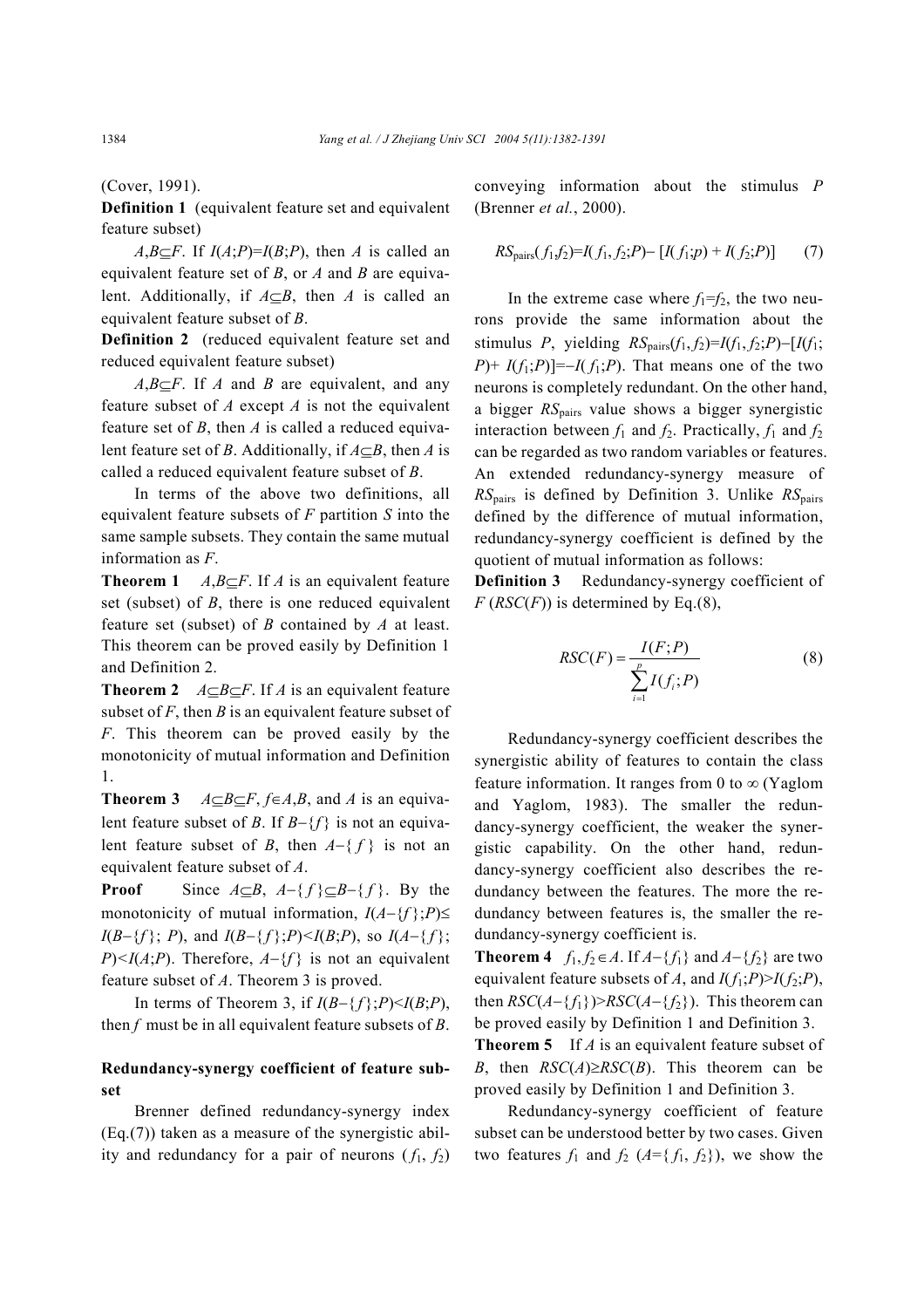(Cover, 1991).

**Definition 1** (equivalent feature set and equivalent feature subset)

$A,B \subseteq F$. If $I(A;P)=I(B;P)$, then $A$ is called an equivalent feature set of $B$, or $A$ and $B$ are equivalent. Additionally, if $A \subseteq B$, then $A$ is called an equivalent feature subset of $B$.

**Definition 2** (reduced equivalent feature set and reduced equivalent feature subset)

$A,B \subseteq F$. If $A$ and $B$ are equivalent, and any feature subset of $A$ except $A$ is not the equivalent feature set of $B$, then $A$ is called a reduced equivalent feature set of $B$. Additionally, if $A \subseteq B$, then $A$ is called a reduced equivalent feature subset of $B$.

In terms of the above two definitions, all equivalent feature subsets of $F$ partition $S$ into the same sample subsets. They contain the same mutual information as $F$.

**Theorem 1** $A,B \subseteq F$. If $A$ is an equivalent feature set (subset) of $B$, there is one reduced equivalent feature set (subset) of $B$ contained by $A$ at least. This theorem can be proved easily by Definition 1 and Definition 2.

**Theorem 2** $A \subseteq B \subseteq F$. If $A$ is an equivalent feature subset of $F$, then $B$ is an equivalent feature subset of $F$. This theorem can be proved easily by the monotonicity of mutual information and Definition 1.

**Theorem 3** $A \subseteq B \subseteq F$, $f \in A,B$, and $A$ is an equivalent feature subset of $B$. If $B-\{f\}$ is not an equivalent feature subset of $B$, then $A-\{f\}$ is not an equivalent feature subset of $A$.

**Proof** Since $A \subseteq B$, $A-\{f\} \subseteq B-\{f\}$. By the monotonicity of mutual information, $I(A-\{f\};P) \leq I(B-\{f\};P)$, and $I(B-\{f\};P)<I(B;P)$, so $I(A-\{f\};P)<I(A;P)$. Therefore, $A-\{f\}$ is not an equivalent feature subset of $A$. Theorem 3 is proved.

In terms of Theorem 3, if $I(B-\{f\};P)<I(B;P)$, then $f$ must be in all equivalent feature subsets of $B$.

**Redundancy-synergy coefficient of feature subset**

Brenner defined redundancy-synergy index (Eq.(7)) taken as a measure of the synergistic ability and redundancy for a pair of neurons ($f_1$, $f_2$) conveying information about the stimulus $P$ (Brenner *et al.*, 2000).

$$RS_{\text{pairs}}(f_1,f_2)=I(f_1,f_2;P)-[I(f_1;p)+I(f_2;P)] \tag{7}$$

In the extreme case where $f_1=f_2$, the two neurons provide the same information about the stimulus $P$, yielding $RS_{\text{pairs}}(f_1,f_2)=I(f_1,f_2;P)-[I(f_1;P)+I(f_1;P)]=-I(f_1;P)$. That means one of the two neurons is completely redundant. On the other hand, a bigger $RS_{\text{pairs}}$ value shows a bigger synergistic interaction between $f_1$ and $f_2$. Practically, $f_1$ and $f_2$ can be regarded as two random variables or features. An extended redundancy-synergy measure of $RS_{\text{pairs}}$ is defined by Definition 3. Unlike $RS_{\text{pairs}}$ defined by the difference of mutual information, redundancy-synergy coefficient is defined by the quotient of mutual information as follows:

**Definition 3** Redundancy-synergy coefficient of $F$ ($RSC(F)$) is determined by Eq.(8),

$$RSC(F)=\frac{I(F;P)}{\sum_{i=1}^{p} I(f_i;P)} \tag{8}$$

Redundancy-synergy coefficient describes the synergistic ability of features to contain the class feature information. It ranges from 0 to $\infty$ (Yaglom and Yaglom, 1983). The smaller the redundancy-synergy coefficient, the weaker the synergistic capability. On the other hand, redundancy-synergy coefficient also describes the redundancy between the features. The more the redundancy between features is, the smaller the redundancy-synergy coefficient is.

**Theorem 4** $f_1,f_2 \in A$. If $A-\{f_1\}$ and $A-\{f_2\}$ are two equivalent feature subsets of $A$, and $I(f_1;P)>I(f_2;P)$, then $RSC(A-\{f_1\})>RSC(A-\{f_2\})$. This theorem can be proved easily by Definition 1 and Definition 3.

**Theorem 5** If $A$ is an equivalent feature subset of $B$, then $RSC(A) \geq RSC(B)$. This theorem can be proved easily by Definition 1 and Definition 3.

Redundancy-synergy coefficient of feature subset can be understood better by two cases. Given two features $f_1$ and $f_2$ ($A=\{f_1, f_2\}$), we show the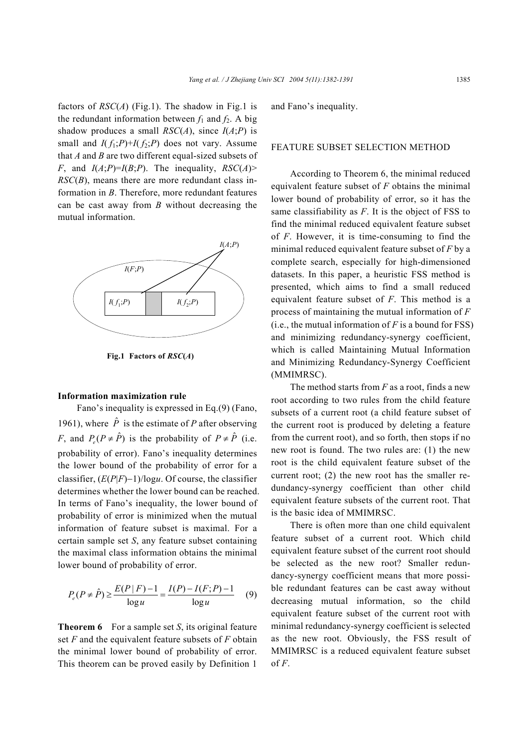factors of $RSC(A)$ (Fig.1). The shadow in Fig.1 is the redundant information between $f_1$ and $f_2$. A big shadow produces a small $RSC(A)$, since $I(A;P)$ is small and $I(f_1;P)+I(f_2;P)$ does not vary. Assume that $A$ and $B$ are two different equal-sized subsets of $F$, and $I(A;P)=I(B;P)$. The inequality, $RSC(A)>RSC(B)$, means there are more redundant class information in $B$. Therefore, more redundant features can be cast away from $B$ without decreasing the mutual information.

**Fig.1 Factors of $RSC(A)$**

### Information maximization rule

Fano's inequality is expressed in Eq.(9) (Fano, 1961), where $\hat{P}$ is the estimate of $P$ after observing $F$, and $P_e(P\neq\hat{P})$ is the probability of $P\neq\hat{P}$ (i.e. probability of error). Fano's inequality determines the lower bound of the probability of error for a classifier, $(E(P|F)-1)/\log u$. Of course, the classifier determines whether the lower bound can be reached. In terms of Fano's inequality, the lower bound of probability of error is minimized when the mutual information of feature subset is maximal. For a certain sample set $S$, any feature subset containing the maximal class information obtains the minimal lower bound of probability of error.

$$P_e(P\neq\hat{P})\geq\frac{E(P|F)-1}{\log u}=\frac{I(P)-I(F;P)-1}{\log u} \quad (9)$$

**Theorem 6** For a sample set $S$, its original feature set $F$ and the equivalent feature subsets of $F$ obtain the minimal lower bound of probability of error. This theorem can be proved easily by Definition 1 and Fano's inequality.

## FEATURE SUBSET SELECTION METHOD

According to Theorem 6, the minimal reduced equivalent feature subset of $F$ obtains the minimal lower bound of probability of error, so it has the same classifiability as $F$. It is the object of FSS to find the minimal reduced equivalent feature subset of $F$. However, it is time-consuming to find the minimal reduced equivalent feature subset of $F$ by a complete search, especially for high-dimensioned datasets. In this paper, a heuristic FSS method is presented, which aims to find a small reduced equivalent feature subset of $F$. This method is a process of maintaining the mutual information of $F$ (i.e., the mutual information of $F$ is a bound for FSS) and minimizing redundancy-synergy coefficient, which is called Maintaining Mutual Information and Minimizing Redundancy-Synergy Coefficient (MMIMRSC).

The method starts from $F$ as a root, finds a new root according to two rules from the child feature subsets of a current root (a child feature subset of the current root is produced by deleting a feature from the current root), and so forth, then stops if no new root is found. The two rules are: (1) the new root is the child equivalent feature subset of the current root; (2) the new root has the smaller redundancy-synergy coefficient than other child equivalent feature subsets of the current root. That is the basic idea of MMIMRSC.

There is often more than one child equivalent feature subset of a current root. Which child equivalent feature subset of the current root should be selected as the new root? Smaller redundancy-synergy coefficient means that more possible redundant features can be cast away without decreasing mutual information, so the child equivalent feature subset of the current root with minimal redundancy-synergy coefficient is selected as the new root. Obviously, the FSS result of MMIMRSC is a reduced equivalent feature subset of $F$.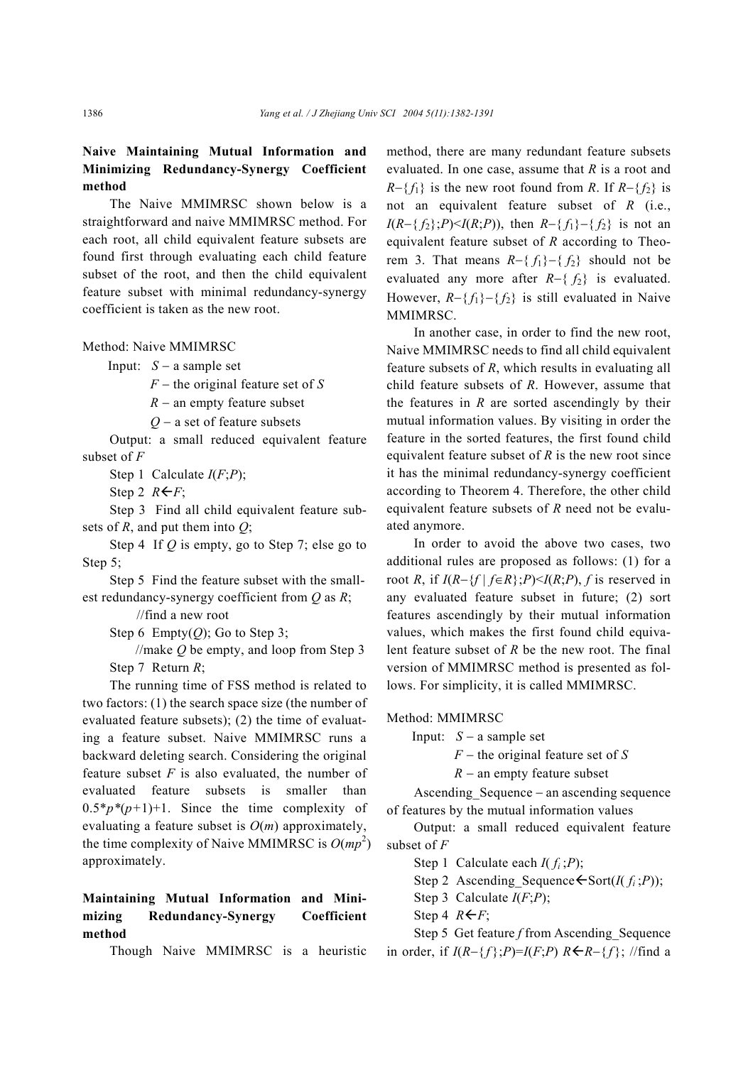**Naive Maintaining Mutual Information and Minimizing Redundancy-Synergy Coefficient method**

The Naive MMIMRSC shown below is a straightforward and naive MMIMRSC method. For each root, all child equivalent feature subsets are found first through evaluating each child feature subset of the root, and then the child equivalent feature subset with minimal redundancy-synergy coefficient is taken as the new root.

Method: Naive MMIMRSC

Input: $S$ – a sample set

$F$ – the original feature set of $S$

$R$ – an empty feature subset

$Q$ – a set of feature subsets

Output: a small reduced equivalent feature subset of $F$

Step 1 Calculate $I(F;P)$;

Step 2 $R \leftarrow F$;

Step 3 Find all child equivalent feature subsets of $R$, and put them into $Q$;

Step 4 If $Q$ is empty, go to Step 7; else go to Step 5;

Step 5 Find the feature subset with the smallest redundancy-synergy coefficient from $Q$ as $R$;

//find a new root

Step 6 Empty($Q$); Go to Step 3;

//make $Q$ be empty, and loop from Step 3

Step 7 Return $R$;

The running time of FSS method is related to two factors: (1) the search space size (the number of evaluated feature subsets); (2) the time of evaluating a feature subset. Naive MMIMRSC runs a backward deleting search. Considering the original feature subset $F$ is also evaluated, the number of evaluated feature subsets is smaller than $0.5*p*(p+1)+1$. Since the time complexity of evaluating a feature subset is $O(m)$ approximately, the time complexity of Naive MMIMRSC is $O(mp^2)$ approximately.

**Maintaining Mutual Information and Minimizing Redundancy-Synergy Coefficient method**

Though Naive MMIMRSC is a heuristic method, there are many redundant feature subsets evaluated. In one case, assume that $R$ is a root and $R-\{f_1\}$ is the new root found from $R$. If $R-\{f_2\}$ is not an equivalent feature subset of $R$ (i.e., $I(R-\{f_2\};P)<I(R;P)$), then $R-\{f_1\}-\{f_2\}$ is not an equivalent feature subset of $R$ according to Theorem 3. That means $R-\{f_1\}-\{f_2\}$ should not be evaluated any more after $R-\{f_2\}$ is evaluated. However, $R-\{f_1\}-\{f_2\}$ is still evaluated in Naive MMIMRSC.

In another case, in order to find the new root, Naive MMIMRSC needs to find all child equivalent feature subsets of $R$, which results in evaluating all child feature subsets of $R$. However, assume that the features in $R$ are sorted ascendingly by their mutual information values. By visiting in order the feature in the sorted features, the first found child equivalent feature subset of $R$ is the new root since it has the minimal redundancy-synergy coefficient according to Theorem 4. Therefore, the other child equivalent feature subsets of $R$ need not be evaluated anymore.

In order to avoid the above two cases, two additional rules are proposed as follows: (1) for a root $R$, if $I(R-\{f \mid f\in R\};P)<I(R;P)$, $f$ is reserved in any evaluated feature subset in future; (2) sort features ascendingly by their mutual information values, which makes the first found child equivalent feature subset of $R$ be the new root. The final version of MMIMRSC method is presented as follows. For simplicity, it is called MMIMRSC.

Method: MMIMRSC

Input: $S$ – a sample set

$F$ – the original feature set of $S$

$R$ – an empty feature subset

Ascending_Sequence – an ascending sequence of features by the mutual information values

Output: a small reduced equivalent feature subset of $F$

Step 1 Calculate each $I(f_i;P)$;

Step 2 Ascending_Sequence$\leftarrow$Sort($I(f_i;P)$);

Step 3 Calculate $I(F;P)$;

Step 4 $R \leftarrow F$;

Step 5 Get feature $f$ from Ascending_Sequence in order, if $I(R-\{f\};P)=I(F;P)$ $R\leftarrow R-\{f\}$; //find a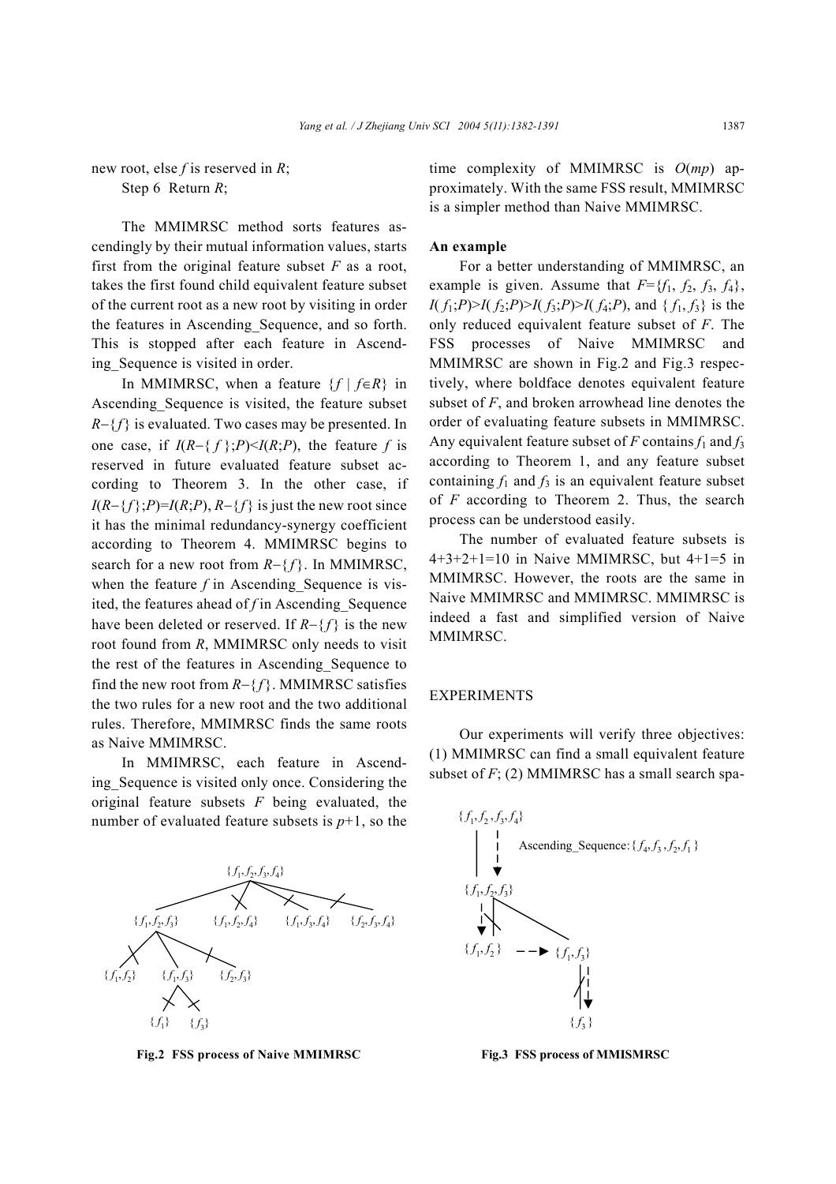new root, else $f$ is reserved in $R$;

Step 6 Return $R$;

The MMIMRSC method sorts features ascendingly by their mutual information values, starts first from the original feature subset $F$ as a root, takes the first found child equivalent feature subset of the current root as a new root by visiting in order the features in Ascending_Sequence, and so forth. This is stopped after each feature in Ascending_Sequence is visited in order.

In MMIMRSC, when a feature $\{f \mid f \in R\}$ in Ascending_Sequence is visited, the feature subset $R-\{f\}$ is evaluated. Two cases may be presented. In one case, if $I(R-\{f\};P)<I(R;P)$, the feature $f$ is reserved in future evaluated feature subset according to Theorem 3. In the other case, if $I(R-\{f\};P)=I(R;P)$, $R-\{f\}$ is just the new root since it has the minimal redundancy-synergy coefficient according to Theorem 4. MMIMRSC begins to search for a new root from $R-\{f\}$. In MMIMRSC, when the feature $f$ in Ascending_Sequence is visited, the features ahead of $f$ in Ascending_Sequence have been deleted or reserved. If $R-\{f\}$ is the new root found from $R$, MMIMRSC only needs to visit the rest of the features in Ascending_Sequence to find the new root from $R-\{f\}$. MMIMRSC satisfies the two rules for a new root and the two additional rules. Therefore, MMIMRSC finds the same roots as Naive MMIMRSC.

In MMIMRSC, each feature in Ascending_Sequence is visited only once. Considering the original feature subsets $F$ being evaluated, the number of evaluated feature subsets is $p+1$, so the time complexity of MMIMRSC is $O(mp)$ approximately. With the same FSS result, MMIMRSC is a simpler method than Naive MMIMRSC.

### An example

For a better understanding of MMIMRSC, an example is given. Assume that $F=\{f_1, f_2, f_3, f_4\}$, $I(f_1;P)>I(f_2;P)>I(f_3;P)>I(f_4;P)$, and $\{f_1, f_3\}$ is the only reduced equivalent feature subset of $F$. The FSS processes of Naive MMIMRSC and MMIMRSC are shown in Fig.2 and Fig.3 respectively, where boldface denotes equivalent feature subset of $F$, and broken arrowhead line denotes the order of evaluating feature subsets in MMIMRSC. Any equivalent feature subset of $F$ contains $f_1$ and $f_3$ according to Theorem 1, and any feature subset containing $f_1$ and $f_3$ is an equivalent feature subset of $F$ according to Theorem 2. Thus, the search process can be understood easily.

The number of evaluated feature subsets is 4+3+2+1=10 in Naive MMIMRSC, but 4+1=5 in MMIMRSC. However, the roots are the same in Naive MMIMRSC and MMIMRSC. MMIMRSC is indeed a fast and simplified version of Naive MMIMRSC.

## EXPERIMENTS

Our experiments will verify three objectives: (1) MMIMRSC can find a small equivalent feature subset of $F$; (2) MMIMRSC has a small search spa-

**Fig.2 FSS process of Naive MMIMRSC**

**Fig.3 FSS process of MMISMRSC**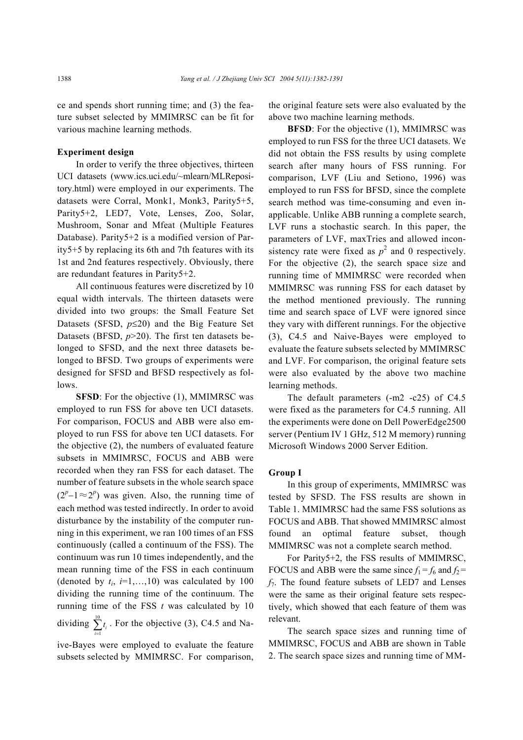ce and spends short running time; and (3) the feature subset selected by MMIMRSC can be fit for various machine learning methods.

**Experiment design**

In order to verify the three objectives, thirteen UCI datasets (www.ics.uci.edu/~mlearn/MLRepository.html) were employed in our experiments. The datasets were Corral, Monk1, Monk3, Parity5+5, Parity5+2, LED7, Vote, Lenses, Zoo, Solar, Mushroom, Sonar and Mfeat (Multiple Features Database). Parity5+2 is a modified version of Parity5+5 by replacing its 6th and 7th features with its 1st and 2nd features respectively. Obviously, there are redundant features in Parity5+2.

All continuous features were discretized by 10 equal width intervals. The thirteen datasets were divided into two groups: the Small Feature Set Datasets (SFSD, $p\leq20$) and the Big Feature Set Datasets (BFSD, $p>20$). The first ten datasets belonged to SFSD, and the next three datasets belonged to BFSD. Two groups of experiments were designed for SFSD and BFSD respectively as follows.

**SFSD**: For the objective (1), MMIMRSC was employed to run FSS for above ten UCI datasets. For comparison, FOCUS and ABB were also employed to run FSS for above ten UCI datasets. For the objective (2), the numbers of evaluated feature subsets in MMIMRSC, FOCUS and ABB were recorded when they ran FSS for each dataset. The number of feature subsets in the whole search space ($2^p-1\approx2^p$) was given. Also, the running time of each method was tested indirectly. In order to avoid disturbance by the instability of the computer running in this experiment, we ran 100 times of an FSS continuously (called a continuum of the FSS). The continuum was run 10 times independently, and the mean running time of the FSS in each continuum (denoted by $t_i$, $i$=1,…,10) was calculated by 100 dividing the running time of the continuum. The running time of the FSS $t$ was calculated by 10 dividing $\sum_{i=1}^{10}t_i$. For the objective (3), C4.5 and Naive-Bayes were employed to evaluate the feature subsets selected by MMIMRSC. For comparison, the original feature sets were also evaluated by the above two machine learning methods.

**BFSD**: For the objective (1), MMIMRSC was employed to run FSS for the three UCI datasets. We did not obtain the FSS results by using complete search after many hours of FSS running. For comparison, LVF (Liu and Setiono, 1996) was employed to run FSS for BFSD, since the complete search method was time-consuming and even inapplicable. Unlike ABB running a complete search, LVF runs a stochastic search. In this paper, the parameters of LVF, maxTries and allowed inconsistency rate were fixed as $p^2$ and 0 respectively. For the objective (2), the search space size and running time of MMIMRSC were recorded when MMIMRSC was running FSS for each dataset by the method mentioned previously. The running time and search space of LVF were ignored since they vary with different runnings. For the objective (3), C4.5 and Naive-Bayes were employed to evaluate the feature subsets selected by MMIMRSC and LVF. For comparison, the original feature sets were also evaluated by the above two machine learning methods.

The default parameters (-m2 -c25) of C4.5 were fixed as the parameters for C4.5 running. All the experiments were done on Dell PowerEdge2500 server (Pentium IV 1 GHz, 512 M memory) running Microsoft Windows 2000 Server Edition.

**Group I**

In this group of experiments, MMIMRSC was tested by SFSD. The FSS results are shown in Table 1. MMIMRSC had the same FSS solutions as FOCUS and ABB. That showed MMIMRSC almost found an optimal feature subset, though MMIMRSC was not a complete search method.

For Parity5+2, the FSS results of MMIMRSC, FOCUS and ABB were the same since $f_1=f_6$ and $f_2=f_7$. The found feature subsets of LED7 and Lenses were the same as their original feature sets respectively, which showed that each feature of them was relevant.

The search space sizes and running time of MMIMRSC, FOCUS and ABB are shown in Table 2. The search space sizes and running time of MM-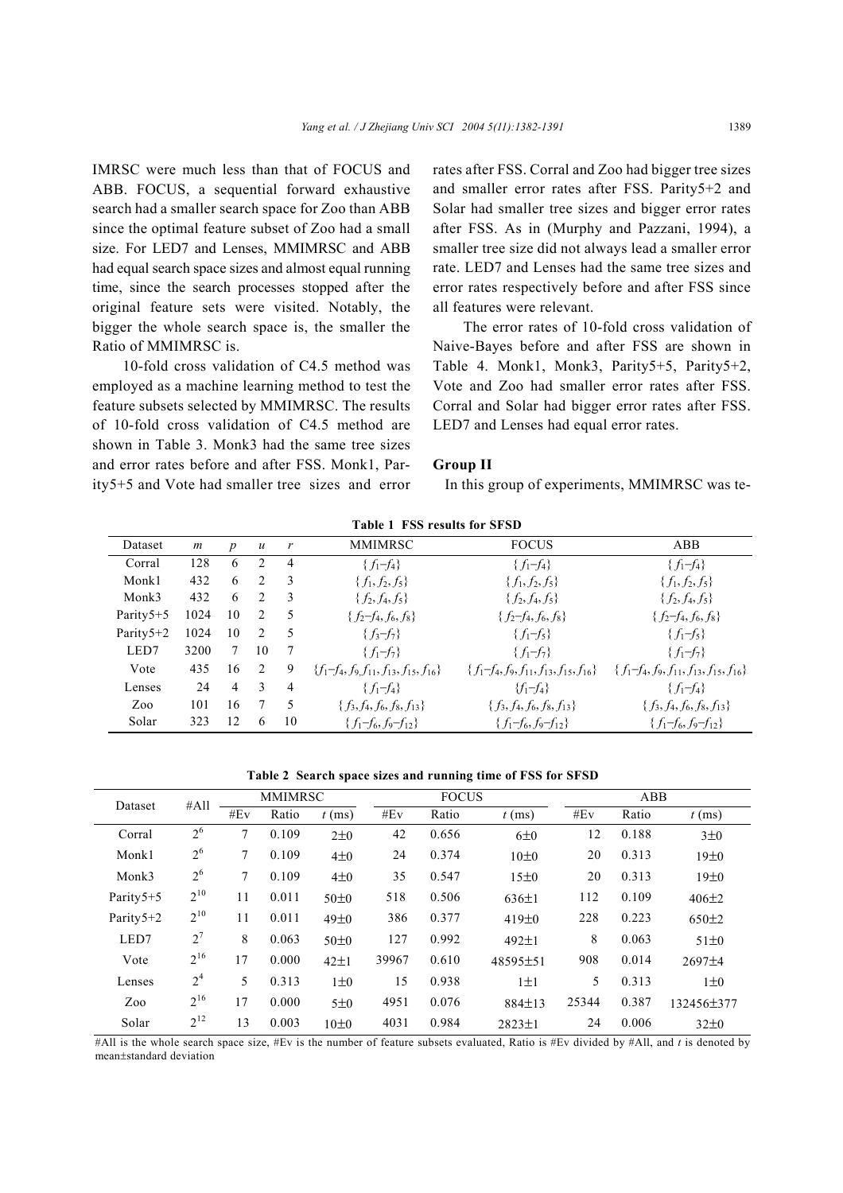IMRSC were much less than that of FOCUS and ABB. FOCUS, a sequential forward exhaustive search had a smaller search space for Zoo than ABB since the optimal feature subset of Zoo had a small size. For LED7 and Lenses, MMIMRSC and ABB had equal search space sizes and almost equal running time, since the search processes stopped after the original feature sets were visited. Notably, the bigger the whole search space is, the smaller the Ratio of MMIMRSC is.

10-fold cross validation of C4.5 method was employed as a machine learning method to test the feature subsets selected by MMIMRSC. The results of 10-fold cross validation of C4.5 method are shown in Table 3. Monk3 had the same tree sizes and error rates before and after FSS. Monk1, Parity5+5 and Vote had smaller tree sizes and error rates after FSS. Corral and Zoo had bigger tree sizes and smaller error rates after FSS. Parity5+2 and Solar had smaller tree sizes and bigger error rates after FSS. As in (Murphy and Pazzani, 1994), a smaller tree size did not always lead a smaller error rate. LED7 and Lenses had the same tree sizes and error rates respectively before and after FSS since all features were relevant.

The error rates of 10-fold cross validation of Naive-Bayes before and after FSS are shown in Table 4. Monk1, Monk3, Parity5+5, Parity5+2, Vote and Zoo had smaller error rates after FSS. Corral and Solar had bigger error rates after FSS. LED7 and Lenses had equal error rates.

### Group II

In this group of experiments, MMIMRSC was te-

**Table 1 FSS results for SFSD**

| Dataset | $m$ | $p$ | $u$ | $r$ | MMIMRSC | FOCUS | ABB |
|---|---|---|---|---|---|---|---|
| Corral | 128 | 6 | 2 | 4 | $\{f_1–f_4\}$ | $\{f_1–f_4\}$ | $\{f_1–f_4\}$ |
| Monk1 | 432 | 6 | 2 | 3 | $\{f_1, f_2, f_5\}$ | $\{f_1, f_2, f_5\}$ | $\{f_1, f_2, f_5\}$ |
| Monk3 | 432 | 6 | 2 | 3 | $\{f_2, f_4, f_5\}$ | $\{f_2, f_4, f_5\}$ | $\{f_2, f_4, f_5\}$ |
| Parity5+5 | 1024 | 10 | 2 | 5 | $\{f_2–f_4, f_6, f_8\}$ | $\{f_2–f_4, f_6, f_8\}$ | $\{f_2–f_4, f_6, f_8\}$ |
| Parity5+2 | 1024 | 10 | 2 | 5 | $\{f_3–f_7\}$ | $\{f_1–f_5\}$ | $\{f_1–f_5\}$ |
| LED7 | 3200 | 7 | 10 | 7 | $\{f_1–f_7\}$ | $\{f_1–f_7\}$ | $\{f_1–f_7\}$ |
| Vote | 435 | 16 | 2 | 9 | $\{f_1–f_4, f_9, f_{11}, f_{13}, f_{15}, f_{16}\}$ | $\{f_1–f_4, f_9, f_{11}, f_{13}, f_{15}, f_{16}\}$ | $\{f_1–f_4, f_9, f_{11}, f_{13}, f_{15}, f_{16}\}$ |
| Lenses | 24 | 4 | 3 | 4 | $\{f_1–f_4\}$ | $\{f_1–f_4\}$ | $\{f_1–f_4\}$ |
| Zoo | 101 | 16 | 7 | 5 | $\{f_3, f_4, f_6, f_8, f_{13}\}$ | $\{f_3, f_4, f_6, f_8, f_{13}\}$ | $\{f_3, f_4, f_6, f_8, f_{13}\}$ |
| Solar | 323 | 12 | 6 | 10 | $\{f_1–f_6, f_9–f_{12}\}$ | $\{f_1–f_6, f_9–f_{12}\}$ | $\{f_1–f_6, f_9–f_{12}\}$ |

**Table 2 Search space sizes and running time of FSS for SFSD**

| Dataset | #All | MMIMRSC | | | FOCUS | | | ABB | | |
|---|---|---|---|---|---|---|---|---|---|---|
| | | #Ev | Ratio | $t$ (ms) | #Ev | Ratio | $t$ (ms) | #Ev | Ratio | $t$ (ms) |
| Corral | $2^6$ | 7 | 0.109 | 2±0 | 42 | 0.656 | 6±0 | 12 | 0.188 | 3±0 |
| Monk1 | $2^6$ | 7 | 0.109 | 4±0 | 24 | 0.374 | 10±0 | 20 | 0.313 | 19±0 |
| Monk3 | $2^6$ | 7 | 0.109 | 4±0 | 35 | 0.547 | 15±0 | 20 | 0.313 | 19±0 |
| Parity5+5 | $2^{10}$ | 11 | 0.011 | 50±0 | 518 | 0.506 | 636±1 | 112 | 0.109 | 406±2 |
| Parity5+2 | $2^{10}$ | 11 | 0.011 | 49±0 | 386 | 0.377 | 419±0 | 228 | 0.223 | 650±2 |
| LED7 | $2^7$ | 8 | 0.063 | 50±0 | 127 | 0.992 | 492±1 | 8 | 0.063 | 51±0 |
| Vote | $2^{16}$ | 17 | 0.000 | 42±1 | 39967 | 0.610 | 48595±51 | 908 | 0.014 | 2697±4 |
| Lenses | $2^4$ | 5 | 0.313 | 1±0 | 15 | 0.938 | 1±1 | 5 | 0.313 | 1±0 |
| Zoo | $2^{16}$ | 17 | 0.000 | 5±0 | 4951 | 0.076 | 884±13 | 25344 | 0.387 | 132456±377 |
| Solar | $2^{12}$ | 13 | 0.003 | 10±0 | 4031 | 0.984 | 2823±1 | 24 | 0.006 | 32±0 |

#All is the whole search space size, #Ev is the number of feature subsets evaluated, Ratio is #Ev divided by #All, and $t$ is denoted by mean±standard deviation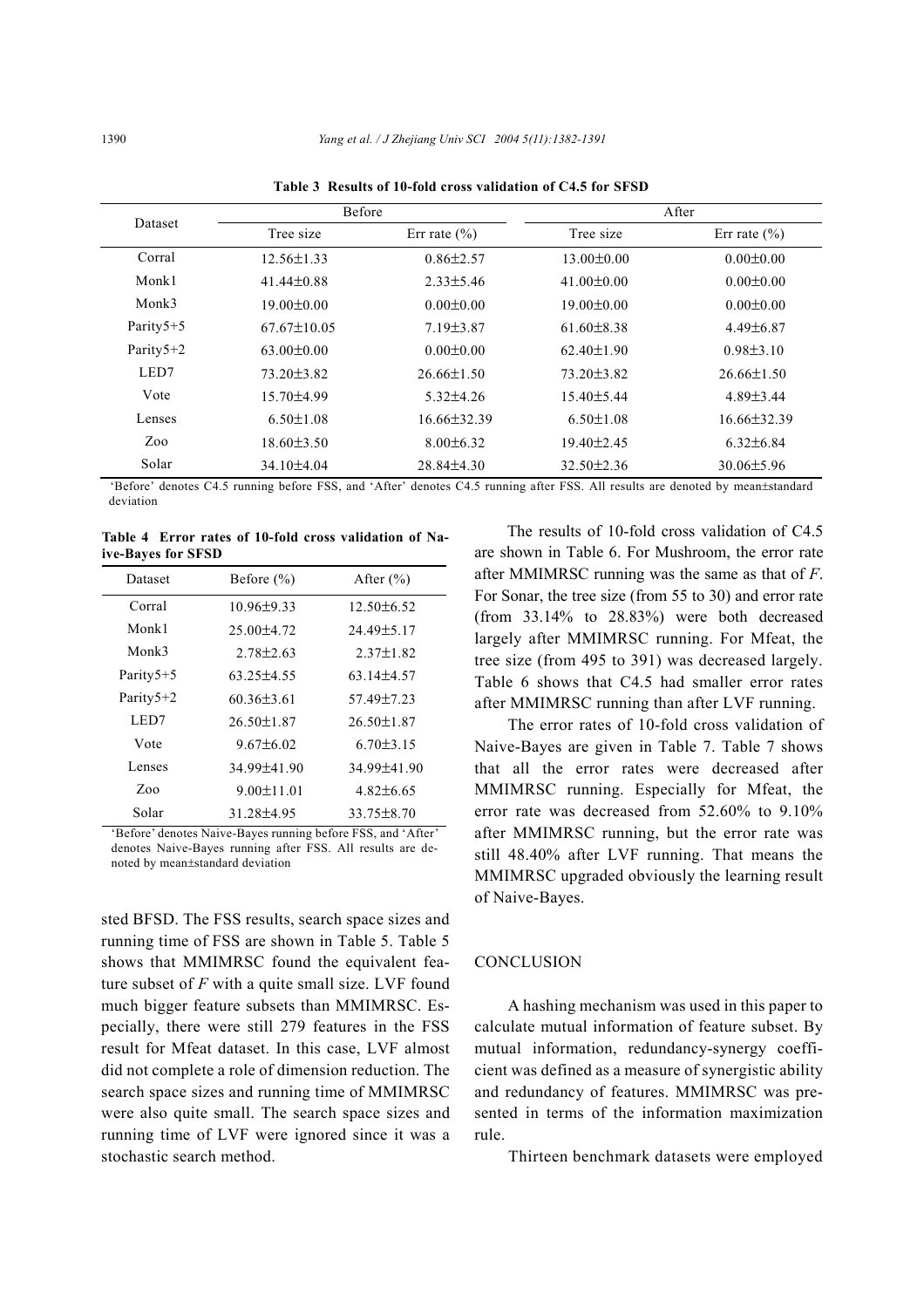**Table 3 Results of 10-fold cross validation of C4.5 for SFSD**

| Dataset | Before | | After | |
|---|---|---|---|---|
| | Tree size | Err rate (%) | Tree size | Err rate (%) |
| Corral | 12.56±1.33 | 0.86±2.57 | 13.00±0.00 | 0.00±0.00 |
| Monk1 | 41.44±0.88 | 2.33±5.46 | 41.00±0.00 | 0.00±0.00 |
| Monk3 | 19.00±0.00 | 0.00±0.00 | 19.00±0.00 | 0.00±0.00 |
| Parity5+5 | 67.67±10.05 | 7.19±3.87 | 61.60±8.38 | 4.49±6.87 |
| Parity5+2 | 63.00±0.00 | 0.00±0.00 | 62.40±1.90 | 0.98±3.10 |
| LED7 | 73.20±3.82 | 26.66±1.50 | 73.20±3.82 | 26.66±1.50 |
| Vote | 15.70±4.99 | 5.32±4.26 | 15.40±5.44 | 4.89±3.44 |
| Lenses | 6.50±1.08 | 16.66±32.39 | 6.50±1.08 | 16.66±32.39 |
| Zoo | 18.60±3.50 | 8.00±6.32 | 19.40±2.45 | 6.32±6.84 |
| Solar | 34.10±4.04 | 28.84±4.30 | 32.50±2.36 | 30.06±5.96 |

'Before' denotes C4.5 running before FSS, and 'After' denotes C4.5 running after FSS. All results are denoted by mean±standard deviation

**Table 4 Error rates of 10-fold cross validation of Naive-Bayes for SFSD**

| Dataset | Before (%) | After (%) |
|---|---|---|
| Corral | 10.96±9.33 | 12.50±6.52 |
| Monk1 | 25.00±4.72 | 24.49±5.17 |
| Monk3 | 2.78±2.63 | 2.37±1.82 |
| Parity5+5 | 63.25±4.55 | 63.14±4.57 |
| Parity5+2 | 60.36±3.61 | 57.49±7.23 |
| LED7 | 26.50±1.87 | 26.50±1.87 |
| Vote | 9.67±6.02 | 6.70±3.15 |
| Lenses | 34.99±41.90 | 34.99±41.90 |
| Zoo | 9.00±11.01 | 4.82±6.65 |
| Solar | 31.28±4.95 | 33.75±8.70 |

'Before' denotes Naive-Bayes running before FSS, and 'After' denotes Naive-Bayes running after FSS. All results are denoted by mean±standard deviation

sted BFSD. The FSS results, search space sizes and running time of FSS are shown in Table 5. Table 5 shows that MMIMRSC found the equivalent feature subset of *F* with a quite small size. LVF found much bigger feature subsets than MMIMRSC. Especially, there were still 279 features in the FSS result for Mfeat dataset. In this case, LVF almost did not complete a role of dimension reduction. The search space sizes and running time of MMIMRSC were also quite small. The search space sizes and running time of LVF were ignored since it was a stochastic search method.

The results of 10-fold cross validation of C4.5 are shown in Table 6. For Mushroom, the error rate after MMIMRSC running was the same as that of *F*. For Sonar, the tree size (from 55 to 30) and error rate (from 33.14% to 28.83%) were both decreased largely after MMIMRSC running. For Mfeat, the tree size (from 495 to 391) was decreased largely. Table 6 shows that C4.5 had smaller error rates after MMIMRSC running than after LVF running.

The error rates of 10-fold cross validation of Naive-Bayes are given in Table 7. Table 7 shows that all the error rates were decreased after MMIMRSC running. Especially for Mfeat, the error rate was decreased from 52.60% to 9.10% after MMIMRSC running, but the error rate was still 48.40% after LVF running. That means the MMIMRSC upgraded obviously the learning result of Naive-Bayes.

## CONCLUSION

A hashing mechanism was used in this paper to calculate mutual information of feature subset. By mutual information, redundancy-synergy coefficient was defined as a measure of synergistic ability and redundancy of features. MMIMRSC was presented in terms of the information maximization rule.

Thirteen benchmark datasets were employed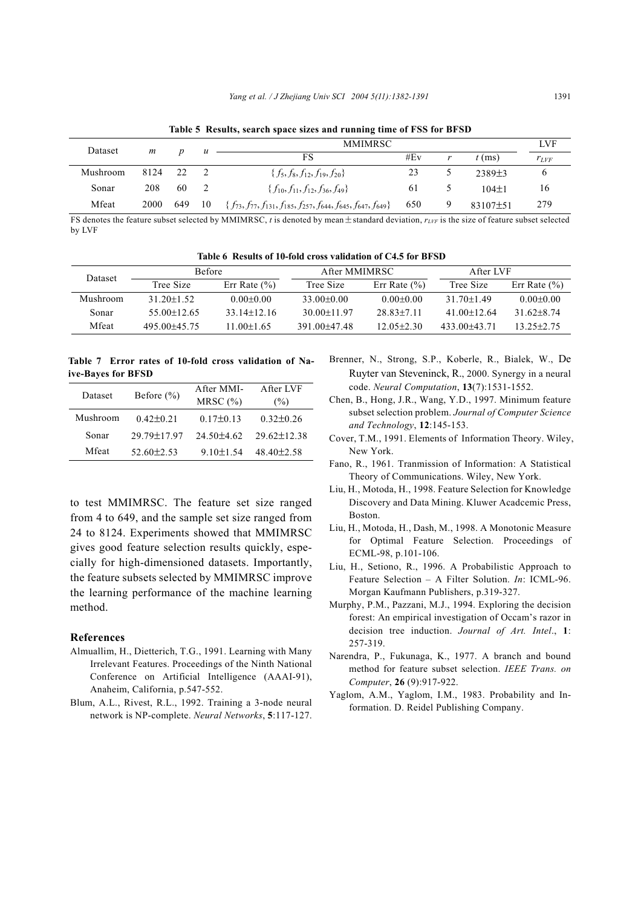**Table 5 Results, search space sizes and running time of FSS for BFSD**

| Dataset | $m$ | $p$ | $u$ | MMIMRSC | | | | LVF |
|---|---|---|---|---|---|---|---|---|
| | | | | FS | #Ev | $r$ | $t$ (ms) | $r_{LVF}$ |
| Mushroom | 8124 | 22 | 2 | $\{f_5, f_8, f_{12}, f_{19}, f_{20}\}$ | 23 | 5 | 2389±3 | 6 |
| Sonar | 208 | 60 | 2 | $\{f_{10}, f_{11}, f_{12}, f_{36}, f_{49}\}$ | 61 | 5 | 104±1 | 16 |
| Mfeat | 2000 | 649 | 10 | $\{f_{73}, f_{77}, f_{131}, f_{185}, f_{257}, f_{644}, f_{645}, f_{647}, f_{649}\}$ | 650 | 9 | 83107±51 | 279 |

FS denotes the feature subset selected by MMIMRSC, $t$ is denoted by mean ± standard deviation, $r_{LVF}$ is the size of feature subset selected by LVF

**Table 6 Results of 10-fold cross validation of C4.5 for BFSD**

| Dataset | Before | | After MMIMRSC | | After LVF | |
|---|---|---|---|---|---|---|
| | Tree Size | Err Rate (%) | Tree Size | Err Rate (%) | Tree Size | Err Rate (%) |
| Mushroom | 31.20±1.52 | 0.00±0.00 | 33.00±0.00 | 0.00±0.00 | 31.70±1.49 | 0.00±0.00 |
| Sonar | 55.00±12.65 | 33.14±12.16 | 30.00±11.97 | 28.83±7.11 | 41.00±12.64 | 31.62±8.74 |
| Mfeat | 495.00±45.75 | 11.00±1.65 | 391.00±47.48 | 12.05±2.30 | 433.00±43.71 | 13.25±2.75 |

**Table 7 Error rates of 10-fold cross validation of Naive-Bayes for BFSD**

| Dataset | Before (%) | After MMIMRSC (%) | After LVF (%) |
|---|---|---|---|
| Mushroom | 0.42±0.21 | 0.17±0.13 | 0.32±0.26 |
| Sonar | 29.79±17.97 | 24.50±4.62 | 29.62±12.38 |
| Mfeat | 52.60±2.53 | 9.10±1.54 | 48.40±2.58 |

to test MMIMRSC. The feature set size ranged from 4 to 649, and the sample set size ranged from 24 to 8124. Experiments showed that MMIMRSC gives good feature selection results quickly, especially for high-dimensioned datasets. Importantly, the feature subsets selected by MMIMRSC improve the learning performance of the machine learning method.

## References

- Almuallim, H., Dietterich, T.G., 1991. Learning with Many Irrelevant Features. Proceedings of the Ninth National Conference on Artificial Intelligence (AAAI-91), Anaheim, California, p.547-552.
- Blum, A.L., Rivest, R.L., 1992. Training a 3-node neural network is NP-complete. *Neural Networks*, **5**:117-127.
- Brenner, N., Strong, S.P., Koberle, R., Bialek, W., De Ruyter van Steveninck, R., 2000. Synergy in a neural code. *Neural Computation*, **13**(7):1531-1552.
- Chen, B., Hong, J.R., Wang, Y.D., 1997. Minimum feature subset selection problem. *Journal of Computer Science and Technology*, **12**:145-153.
- Cover, T.M., 1991. Elements of Information Theory. Wiley, New York.
- Fano, R., 1961. Tranmission of Information: A Statistical Theory of Communications. Wiley, New York.
- Liu, H., Motoda, H., 1998. Feature Selection for Knowledge Discovery and Data Mining. Kluwer Acadcemic Press, Boston.
- Liu, H., Motoda, H., Dash, M., 1998. A Monotonic Measure for Optimal Feature Selection. Proceedings of ECML-98, p.101-106.
- Liu, H., Setiono, R., 1996. A Probabilistic Approach to Feature Selection – A Filter Solution. *In*: ICML-96. Morgan Kaufmann Publishers, p.319-327.
- Murphy, P.M., Pazzani, M.J., 1994. Exploring the decision forest: An empirical investigation of Occam's razor in decision tree induction. *Journal of Art. Intel*., **1**: 257-319.
- Narendra, P., Fukunaga, K., 1977. A branch and bound method for feature subset selection. *IEEE Trans. on Computer*, **26** (9):917-922.
- Yaglom, A.M., Yaglom, I.M., 1983. Probability and Information. D. Reidel Publishing Company.